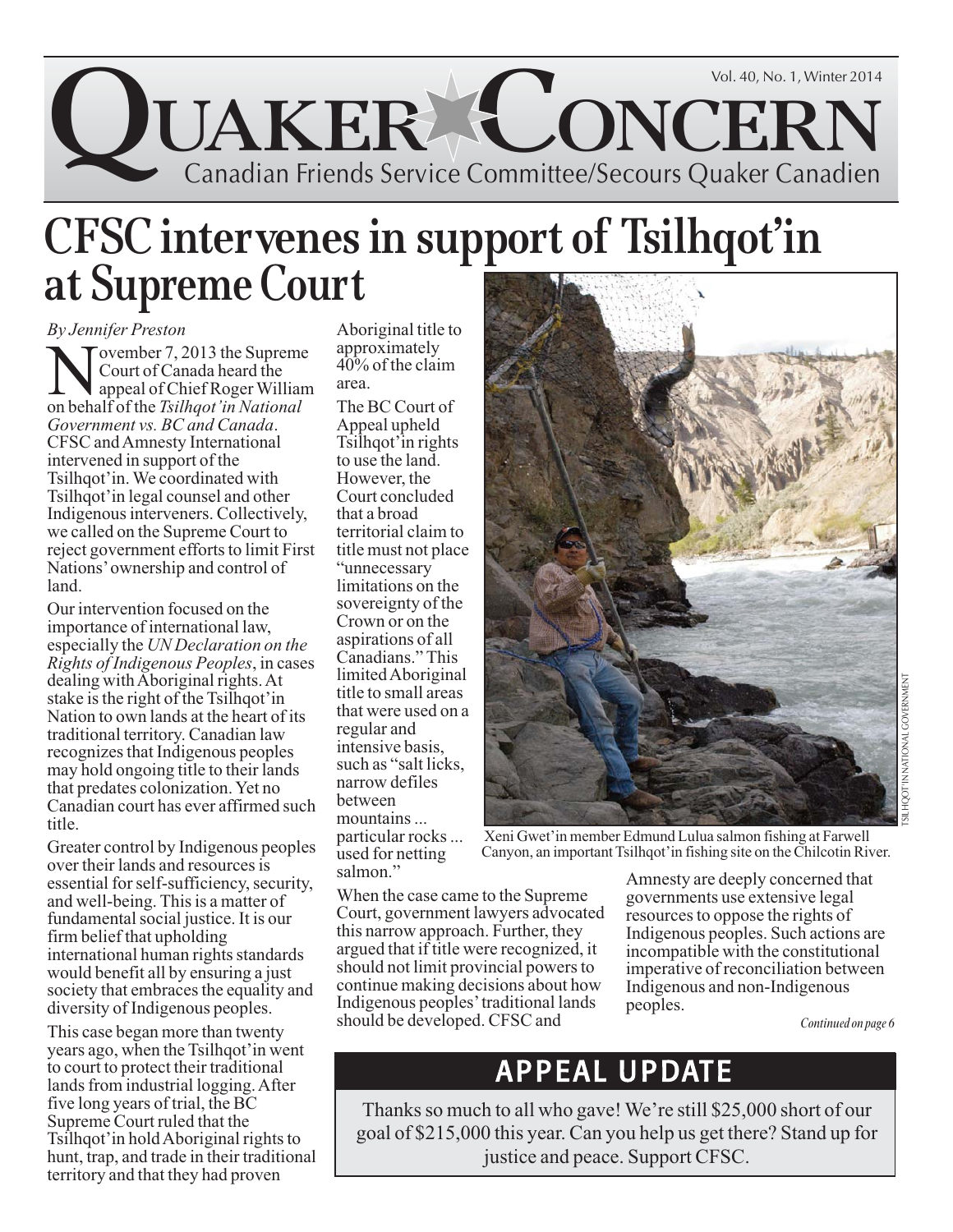# QUAKER CONCERN

Canadian Friends Service Committee/Secours Quaker Canadien

Vol. 40, No. 1, Winter 2014

# CFSC intervenes in support of Tsilhqot'in at Supreme Court

*By Jennifer Preston*

November 7, 2013 the Supreme Court of Canada heard the appeal of Chief Roger William on behalf of the *Tsilhqot'in National Government vs. BC and Canada*. CFSC and Amnesty International intervened in support of the Tsilhqot'in. We coordinated with Tsilhqot'in legal counsel and other Indigenous interveners. Collectively, we called on the Supreme Court to reject government efforts to limit First Nations' ownership and control of land.

Our intervention focused on the importance of international law, especially the *UN Declaration on the Rights of Indigenous Peoples*, in cases dealing with Aboriginal rights. At stake is the right of the Tsilhqot'in Nation to own lands at the heart of its traditional territory. Canadian law recognizes that Indigenous peoples may hold ongoing title to their lands that predates colonization. Yet no Canadian court has ever affirmed such title.

Greater control by Indigenous peoples over their lands and resources is essential for self-sufficiency, security, and well-being. This is a matter of fundamental social justice. It is our firm belief that upholding international human rights standards would benefit all by ensuring a just society that embraces the equality and diversity of Indigenous peoples.

This case began more than twenty years ago, when the Tsilhqot'in went to court to protect their traditional lands from industrial logging. After five long years of trial, the BC Supreme Court ruled that the Tsilhqot'in hold Aboriginal rights to hunt, trap, and trade in their traditional territory and that they had proven Aboriginal title to approximately 40% of the claim area.

The BC Court of Appeal upheld Tsilhqot'in rights to use the land. However, the Court concluded that a broad territorial claim to title must not place "unnecessary limitations on the sovereignty of the Crown or on the aspirations of all Canadians." This limited Aboriginal title to small areas that were used on a regular and intensive basis, such as "salt licks, narrow defiles between mountains ... particular rocks ... used for netting salmon."

When the case came to the Supreme Court, government lawyers advocated this narrow approach. Further, they argued that if title were recognized, it should not limit provincial powers to continue making decisions about how Indigenous peoples' traditional lands should be developed. CFSC and Amnesty are deeply concerned that governments use extensive legal resources to oppose the rights of Indigenous peoples. Such actions are incompatible with the constitutional imperative of reconciliation between Indigenous and non-Indigenous peoples.

*Continued on page 6*

Xeni Gwet'in member Edmund Lulua salmon fishing at Farwell Canyon, an important Tsilhqot'in fishing site on the Chilcotin River.

TSILHQOT'IN NATIONAL GOVERNMENT

## APPEAL UPDATE

Thanks so much to all who gave! We're still $25,000 short of our goal of $215,000 this year. Can you help us get there? Stand up for justice and peace. Support CFSC.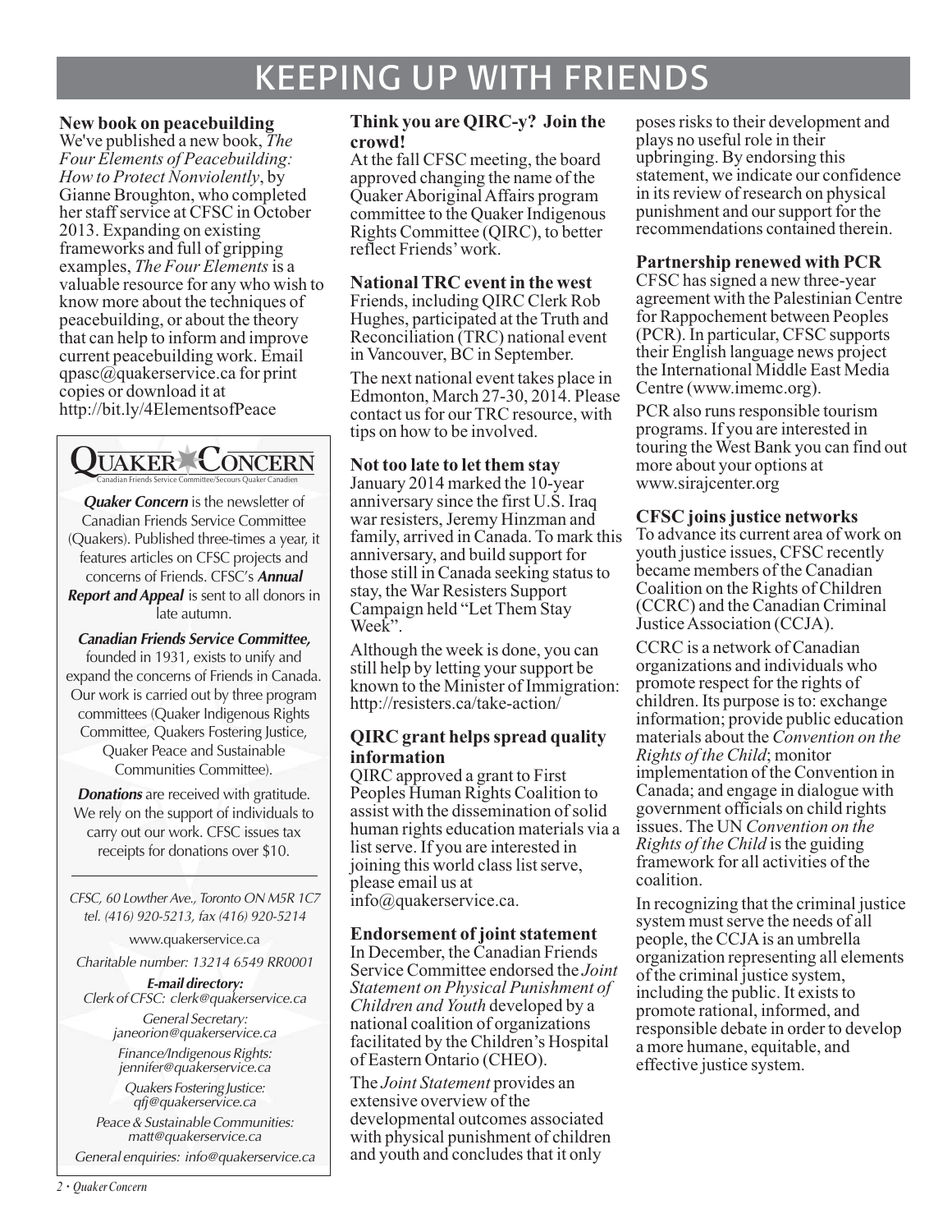# KEEPING UP WITH FRIENDS

**New book on peacebuilding**

We've published a new book, *The Four Elements of Peacebuilding: How to Protect Nonviolently*, by Gianne Broughton, who completed her staff service at CFSC in October 2013. Expanding on existing frameworks and full of gripping examples, *The Four Elements* is a valuable resource for any who wish to know more about the techniques of peacebuilding, or about the theory that can help to inform and improve current peacebuilding work. Email qpasc@quakerservice.ca for print copies or download it at http://bit.ly/4ElementsofPeace

**QUAKER CONCERN**
Canadian Friends Service Committee/Secours Quaker Canadien

***Quaker Concern*** is the newsletter of Canadian Friends Service Committee (Quakers). Published three-times a year, it features articles on CFSC projects and concerns of Friends. CFSC's ***Annual Report and Appeal*** is sent to all donors in late autumn.

***Canadian Friends Service Committee,*** founded in 1931, exists to unify and expand the concerns of Friends in Canada. Our work is carried out by three program committees (Quaker Indigenous Rights Committee, Quakers Fostering Justice, Quaker Peace and Sustainable Communities Committee).

***Donations*** are received with gratitude. We rely on the support of individuals to carry out our work. CFSC issues tax receipts for donations over $10.

*CFSC, 60 Lowther Ave., Toronto ON M5R 1C7*
*tel. (416) 920-5213, fax (416) 920-5214*

www.quakerservice.ca

*Charitable number: 13214 6549 RR0001*

***E-mail directory:***
*Clerk of CFSC: clerk@quakerservice.ca*
*General Secretary: janeorion@quakerservice.ca*
*Finance/Indigenous Rights: jennifer@quakerservice.ca*
*Quakers Fostering Justice: qfj@quakerservice.ca*
*Peace & Sustainable Communities: matt@quakerservice.ca*
*General enquiries: info@quakerservice.ca*

**Think you are QIRC-y? Join the crowd!**

At the fall CFSC meeting, the board approved changing the name of the Quaker Aboriginal Affairs program committee to the Quaker Indigenous Rights Committee (QIRC), to better reflect Friends' work.

**National TRC event in the west**

Friends, including QIRC Clerk Rob Hughes, participated at the Truth and Reconciliation (TRC) national event in Vancouver, BC in September.

The next national event takes place in Edmonton, March 27-30, 2014. Please contact us for our TRC resource, with tips on how to be involved.

**Not too late to let them stay**

January 2014 marked the 10-year anniversary since the first U.S. Iraq war resisters, Jeremy Hinzman and family, arrived in Canada. To mark this anniversary, and build support for those still in Canada seeking status to stay, the War Resisters Support Campaign held "Let Them Stay Week".

Although the week is done, you can still help by letting your support be known to the Minister of Immigration: http://resisters.ca/take-action/

**QIRC grant helps spread quality information**

QIRC approved a grant to First Peoples Human Rights Coalition to assist with the dissemination of solid human rights education materials via a list serve. If you are interested in joining this world class list serve, please email us at info@quakerservice.ca.

**Endorsement of joint statement**

In December, the Canadian Friends Service Committee endorsed the *Joint Statement on Physical Punishment of Children and Youth* developed by a national coalition of organizations facilitated by the Children's Hospital of Eastern Ontario (CHEO).

The *Joint Statement* provides an extensive overview of the developmental outcomes associated with physical punishment of children and youth and concludes that it only poses risks to their development and plays no useful role in their upbringing. By endorsing this statement, we indicate our confidence in its review of research on physical punishment and our support for the recommendations contained therein.

**Partnership renewed with PCR**

CFSC has signed a new three-year agreement with the Palestinian Centre for Rappochement between Peoples (PCR). In particular, CFSC supports their English language news project the International Middle East Media Centre (www.imemc.org).

PCR also runs responsible tourism programs. If you are interested in touring the West Bank you can find out more about your options at www.sirajcenter.org

**CFSC joins justice networks**

To advance its current area of work on youth justice issues, CFSC recently became members of the Canadian Coalition on the Rights of Children (CCRC) and the Canadian Criminal Justice Association (CCJA).

CCRC is a network of Canadian organizations and individuals who promote respect for the rights of children. Its purpose is to: exchange information; provide public education materials about the *Convention on the Rights of the Child*; monitor implementation of the Convention in Canada; and engage in dialogue with government officials on child rights issues. The UN *Convention on the Rights of the Child* is the guiding framework for all activities of the coalition.

In recognizing that the criminal justice system must serve the needs of all people, the CCJA is an umbrella organization representing all elements of the criminal justice system, including the public. It exists to promote rational, informed, and responsible debate in order to develop a more humane, equitable, and effective justice system.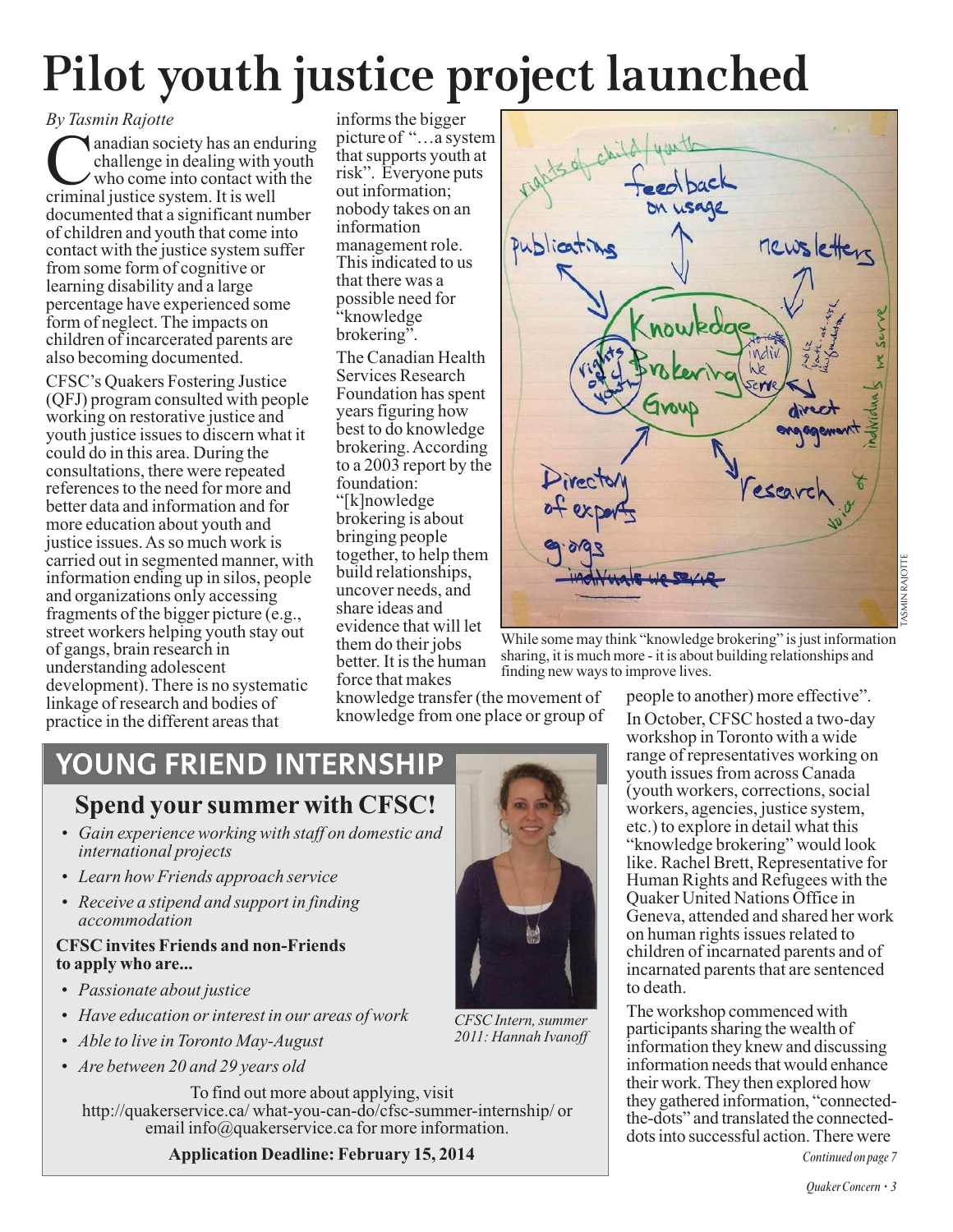# Pilot youth justice project launched

*By Tasmin Rajotte*

Canadian society has an enduring challenge in dealing with youth who come into contact with the criminal justice system. It is well documented that a significant number of children and youth that come into contact with the justice system suffer from some form of cognitive or learning disability and a large percentage have experienced some form of neglect. The impacts on children of incarcerated parents are also becoming documented.

CFSC's Quakers Fostering Justice (QFJ) program consulted with people working on restorative justice and youth justice issues to discern what it could do in this area. During the consultations, there were repeated references to the need for more and better data and information and for more education about youth and justice issues. As so much work is carried out in segmented manner, with information ending up in silos, people and organizations only accessing fragments of the bigger picture (e.g., street workers helping youth stay out of gangs, brain research in understanding adolescent development). There is no systematic linkage of research and bodies of practice in the different areas that informs the bigger picture of "…a system that supports youth at risk". Everyone puts out information; nobody takes on an information management role. This indicated to us that there was a possible need for "knowledge brokering".

The Canadian Health Services Research Foundation has spent years figuring how best to do knowledge brokering. According to a 2003 report by the foundation: "[k]nowledge brokering is about bringing people together, to help them build relationships, uncover needs, and share ideas and evidence that will let them do their jobs better. It is the human force that makes knowledge transfer (the movement of knowledge from one place or group of people to another) more effective".

While some may think "knowledge brokering" is just information sharing, it is much more - it is about building relationships and finding new ways to improve lives.

In October, CFSC hosted a two-day workshop in Toronto with a wide range of representatives working on youth issues from across Canada (youth workers, corrections, social workers, agencies, justice system, etc.) to explore in detail what this "knowledge brokering" would look like. Rachel Brett, Representative for Human Rights and Refugees with the Quaker United Nations Office in Geneva, attended and shared her work on human rights issues related to children of incarnated parents and of incarnated parents that are sentenced to death.

The workshop commenced with participants sharing the wealth of information they knew and discussing information needs that would enhance their work. They then explored how they gathered information, "connected-the-dots" and translated the connected-dots into successful action. There were

*Continued on page 7*

## YOUNG FRIEND INTERNSHIP

### Spend your summer with CFSC!

- *Gain experience working with staff on domestic and international projects*
- *Learn how Friends approach service*
- *Receive a stipend and support in finding accommodation*

**CFSC invites Friends and non-Friends to apply who are...**

- *Passionate about justice*
- *Have education or interest in our areas of work*
- *Able to live in Toronto May-August*
- *Are between 20 and 29 years old*

To find out more about applying, visit http://quakerservice.ca/ what-you-can-do/cfsc-summer-internship/ or email info@quakerservice.ca for more information.

**Application Deadline: February 15, 2014**

*CFSC Intern, summer 2011: Hannah Ivanoff*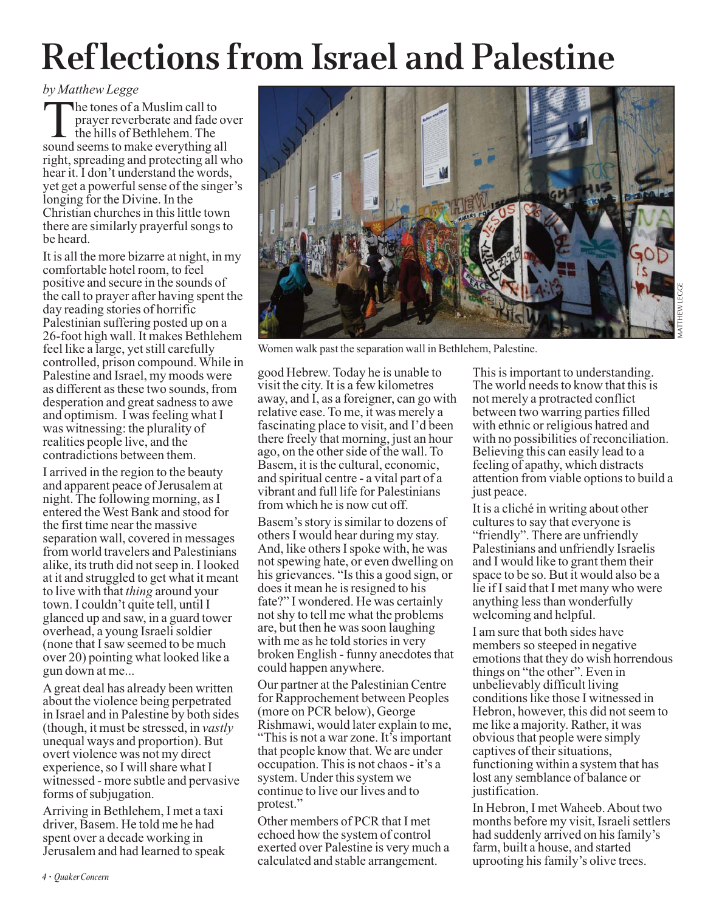# Reflections from Israel and Palestine

*by Matthew Legge*

The tones of a Muslim call to prayer reverberate and fade over the hills of Bethlehem. The sound seems to make everything all right, spreading and protecting all who hear it. I don't understand the words, yet get a powerful sense of the singer's longing for the Divine. In the Christian churches in this little town there are similarly prayerful songs to be heard.

It is all the more bizarre at night, in my comfortable hotel room, to feel positive and secure in the sounds of the call to prayer after having spent the day reading stories of horrific Palestinian suffering posted up on a 26-foot high wall. It makes Bethlehem feel like a large, yet still carefully controlled, prison compound. While in Palestine and Israel, my moods were as different as these two sounds, from desperation and great sadness to awe and optimism. I was feeling what I was witnessing: the plurality of realities people live, and the contradictions between them.

I arrived in the region to the beauty and apparent peace of Jerusalem at night. The following morning, as I entered the West Bank and stood for the first time near the massive separation wall, covered in messages from world travelers and Palestinians alike, its truth did not seep in. I looked at it and struggled to get what it meant to live with that *thing* around your town. I couldn't quite tell, until I glanced up and saw, in a guard tower overhead, a young Israeli soldier (none that I saw seemed to be much over 20) pointing what looked like a gun down at me...

A great deal has already been written about the violence being perpetrated in Israel and in Palestine by both sides (though, it must be stressed, in *vastly* unequal ways and proportion). But overt violence was not my direct experience, so I will share what I witnessed - more subtle and pervasive forms of subjugation.

Arriving in Bethlehem, I met a taxi driver, Basem. He told me he had spent over a decade working in Jerusalem and had learned to speak good Hebrew. Today he is unable to visit the city. It is a few kilometres away, and I, as a foreigner, can go with relative ease. To me, it was merely a fascinating place to visit, and I'd been there freely that morning, just an hour ago, on the other side of the wall. To Basem, it is the cultural, economic, and spiritual centre - a vital part of a vibrant and full life for Palestinians from which he is now cut off.

Women walk past the separation wall in Bethlehem, Palestine.

MATTHEW LEGGE

Basem's story is similar to dozens of others I would hear during my stay. And, like others I spoke with, he was not spewing hate, or even dwelling on his grievances. "Is this a good sign, or does it mean he is resigned to his fate?" I wondered. He was certainly not shy to tell me what the problems are, but then he was soon laughing with me as he told stories in very broken English - funny anecdotes that could happen anywhere.

Our partner at the Palestinian Centre for Rapprochement between Peoples (more on PCR below), George Rishmawi, would later explain to me, "This is not a war zone. It's important that people know that. We are under occupation. This is not chaos - it's a system. Under this system we continue to live our lives and to protest."

Other members of PCR that I met echoed how the system of control exerted over Palestine is very much a calculated and stable arrangement.

This is important to understanding. The world needs to know that this is not merely a protracted conflict between two warring parties filled with ethnic or religious hatred and with no possibilities of reconciliation. Believing this can easily lead to a feeling of apathy, which distracts attention from viable options to build a just peace.

It is a cliché in writing about other cultures to say that everyone is "friendly". There are unfriendly Palestinians and unfriendly Israelis and I would like to grant them their space to be so. But it would also be a lie if I said that I met many who were anything less than wonderfully welcoming and helpful.

I am sure that both sides have members so steeped in negative emotions that they do wish horrendous things on "the other". Even in unbelievably difficult living conditions like those I witnessed in Hebron, however, this did not seem to me like a majority. Rather, it was obvious that people were simply captives of their situations, functioning within a system that has lost any semblance of balance or justification.

In Hebron, I met Waheeb. About two months before my visit, Israeli settlers had suddenly arrived on his family's farm, built a house, and started uprooting his family's olive trees.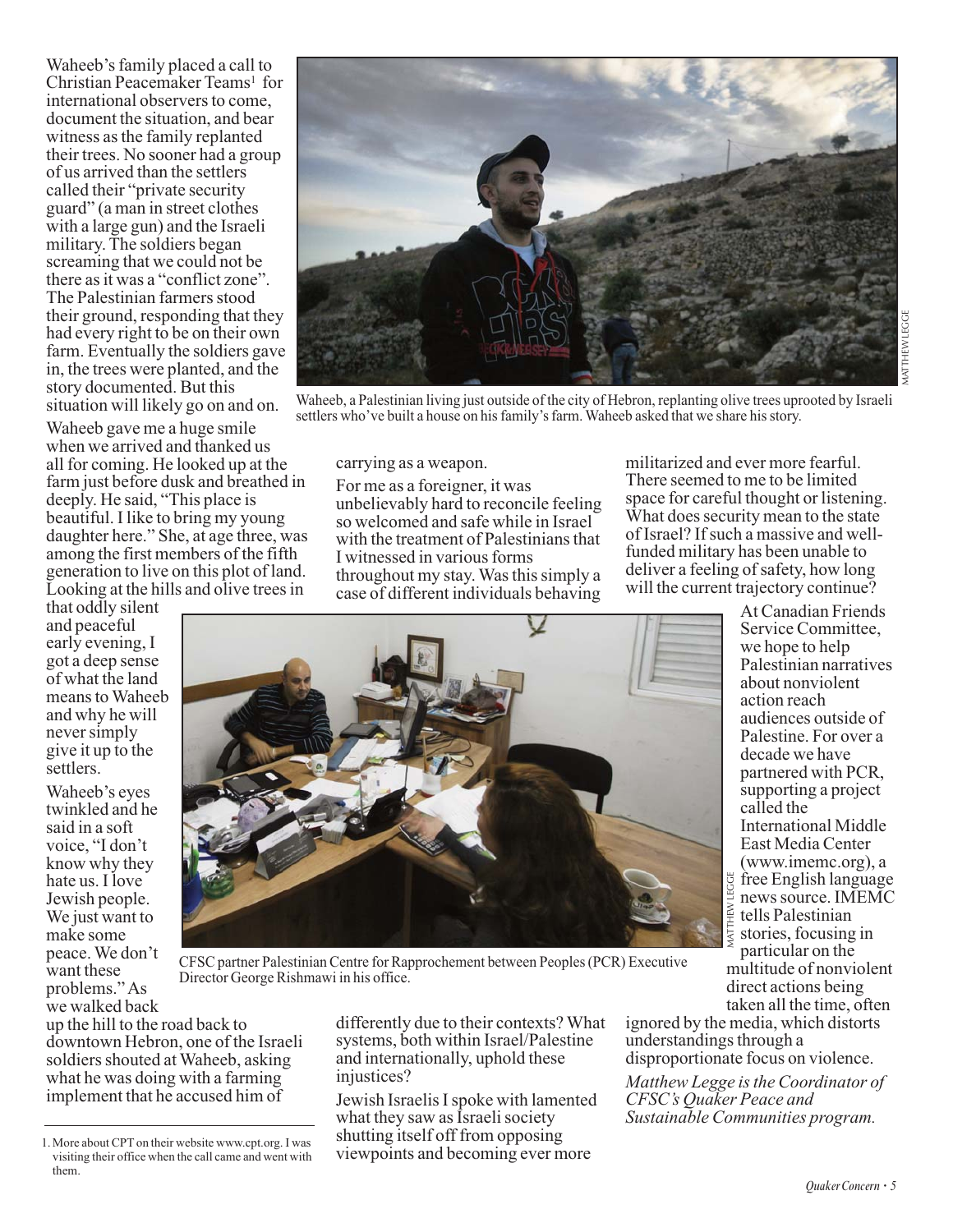Waheeb's family placed a call to Christian Peacemaker Teams[1] for international observers to come, document the situation, and bear witness as the family replanted their trees. No sooner had a group of us arrived than the settlers called their "private security guard" (a man in street clothes with a large gun) and the Israeli military. The soldiers began screaming that we could not be there as it was a "conflict zone". The Palestinian farmers stood their ground, responding that they had every right to be on their own farm. Eventually the soldiers gave in, the trees were planted, and the story documented. But this situation will likely go on and on.

Waheeb, a Palestinian living just outside of the city of Hebron, replanting olive trees uprooted by Israeli settlers who've built a house on his family's farm. Waheeb asked that we share his story.

Waheeb gave me a huge smile when we arrived and thanked us all for coming. He looked up at the farm just before dusk and breathed in deeply. He said, "This place is beautiful. I like to bring my young daughter here." She, at age three, was among the first members of the fifth generation to live on this plot of land. Looking at the hills and olive trees in that oddly silent and peaceful early evening, I got a deep sense of what the land means to Waheeb and why he will never simply give it up to the settlers.

Waheeb's eyes twinkled and he said in a soft voice, "I don't know why they hate us. I love Jewish people. We just want to make some peace. We don't want these problems." As we walked back up the hill to the road back to downtown Hebron, one of the Israeli soldiers shouted at Waheeb, asking what he was doing with a farming implement that he accused him of carrying as a weapon.

For me as a foreigner, it was unbelievably hard to reconcile feeling so welcomed and safe while in Israel with the treatment of Palestinians that I witnessed in various forms throughout my stay. Was this simply a case of different individuals behaving differently due to their contexts? What systems, both within Israel/Palestine and internationally, uphold these injustices?

Jewish Israelis I spoke with lamented what they saw as Israeli society shutting itself off from opposing viewpoints and becoming ever more militarized and ever more fearful. There seemed to me to be limited space for careful thought or listening. What does security mean to the state of Israel? If such a massive and well-funded military has been unable to deliver a feeling of safety, how long will the current trajectory continue?

CFSC partner Palestinian Centre for Rapprochement between Peoples (PCR) Executive Director George Rishmawi in his office.

At Canadian Friends Service Committee, we hope to help Palestinian narratives about nonviolent action reach audiences outside of Palestine. For over a decade we have partnered with PCR, supporting a project called the International Middle East Media Center (www.imemc.org), a free English language news source. IMEMC tells Palestinian stories, focusing in particular on the multitude of nonviolent direct actions being taken all the time, often ignored by the media, which distorts understandings through a disproportionate focus on violence.

*Matthew Legge is the Coordinator of CFSC's Quaker Peace and Sustainable Communities program.*

1. More about CPT on their website www.cpt.org. I was visiting their office when the call came and went with them.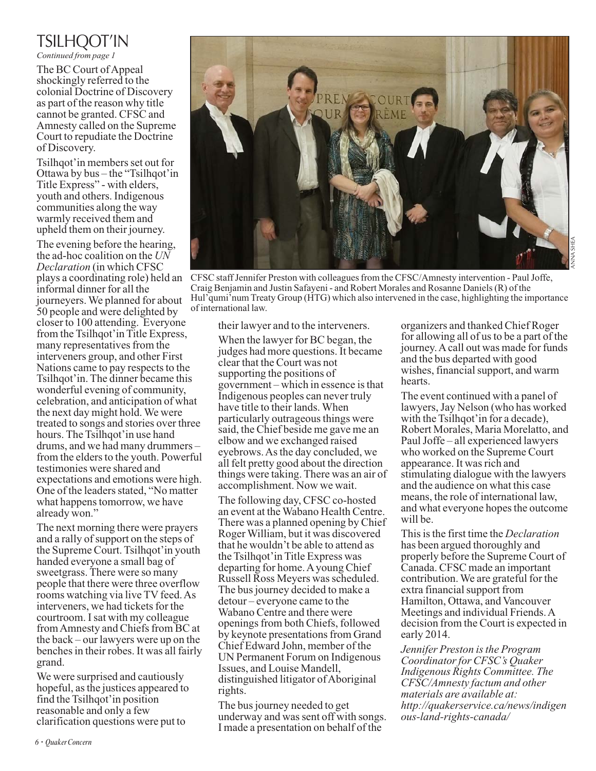## TSILHQOT'IN

*Continued from page 1*

The BC Court of Appeal shockingly referred to the colonial Doctrine of Discovery as part of the reason why title cannot be granted. CFSC and Amnesty called on the Supreme Court to repudiate the Doctrine of Discovery.

Tsilhqot'in members set out for Ottawa by bus – the "Tsilhqot'in Title Express" - with elders, youth and others. Indigenous communities along the way warmly received them and upheld them on their journey.

The evening before the hearing, the ad-hoc coalition on the *UN Declaration* (in which CFSC plays a coordinating role) held an informal dinner for all the journeyers. We planned for about 50 people and were delighted by closer to 100 attending. Everyone from the Tsilhqot'in Title Express, many representatives from the interveners group, and other First Nations came to pay respects to the Tsilhqot'in. The dinner became this wonderful evening of community, celebration, and anticipation of what the next day might hold. We were treated to songs and stories over three hours. The Tsilhqot'in use hand drums, and we had many drummers – from the elders to the youth. Powerful testimonies were shared and expectations and emotions were high. One of the leaders stated, "No matter what happens tomorrow, we have already won."

The next morning there were prayers and a rally of support on the steps of the Supreme Court. Tsilhqot'in youth handed everyone a small bag of sweetgrass. There were so many people that there were three overflow rooms watching via live TV feed. As interveners, we had tickets for the courtroom. I sat with my colleague from Amnesty and Chiefs from BC at the back – our lawyers were up on the benches in their robes. It was all fairly grand.

We were surprised and cautiously hopeful, as the justices appeared to find the Tsilhqot'in position reasonable and only a few clarification questions were put to their lawyer and to the interveners.

ANNA SHEA

CFSC staff Jennifer Preston with colleagues from the CFSC/Amnesty intervention - Paul Joffe, Craig Benjamin and Justin Safayeni - and Robert Morales and Rosanne Daniels (R) of the Hul'qumi'num Treaty Group (HTG) which also intervened in the case, highlighting the importance of international law.

When the lawyer for BC began, the judges had more questions. It became clear that the Court was not supporting the positions of government – which in essence is that Indigenous peoples can never truly have title to their lands. When particularly outrageous things were said, the Chief beside me gave me an elbow and we exchanged raised eyebrows. As the day concluded, we all felt pretty good about the direction things were taking. There was an air of accomplishment. Now we wait.

The following day, CFSC co-hosted an event at the Wabano Health Centre. There was a planned opening by Chief Roger William, but it was discovered that he wouldn't be able to attend as the Tsilhqot'in Title Express was departing for home. A young Chief Russell Ross Meyers was scheduled. The bus journey decided to make a detour – everyone came to the Wabano Centre and there were openings from both Chiefs, followed by keynote presentations from Grand Chief Edward John, member of the UN Permanent Forum on Indigenous Issues, and Louise Mandell, distinguished litigator of Aboriginal rights.

The bus journey needed to get underway and was sent off with songs. I made a presentation on behalf of the organizers and thanked Chief Roger for allowing all of us to be a part of the journey. A call out was made for funds and the bus departed with good wishes, financial support, and warm hearts.

The event continued with a panel of lawyers, Jay Nelson (who has worked with the Tsilhqot'in for a decade), Robert Morales, Maria Morelatto, and Paul Joffe – all experienced lawyers who worked on the Supreme Court appearance. It was rich and stimulating dialogue with the lawyers and the audience on what this case means, the role of international law, and what everyone hopes the outcome will be.

This is the first time the *Declaration* has been argued thoroughly and properly before the Supreme Court of Canada. CFSC made an important contribution. We are grateful for the extra financial support from Hamilton, Ottawa, and Vancouver Meetings and individual Friends. A decision from the Court is expected in early 2014.

*Jennifer Preston is the Program Coordinator for CFSC's Quaker Indigenous Rights Committee. The CFSC/Amnesty factum and other materials are available at: http://quakerservice.ca/news/indigenous-land-rights-canada/*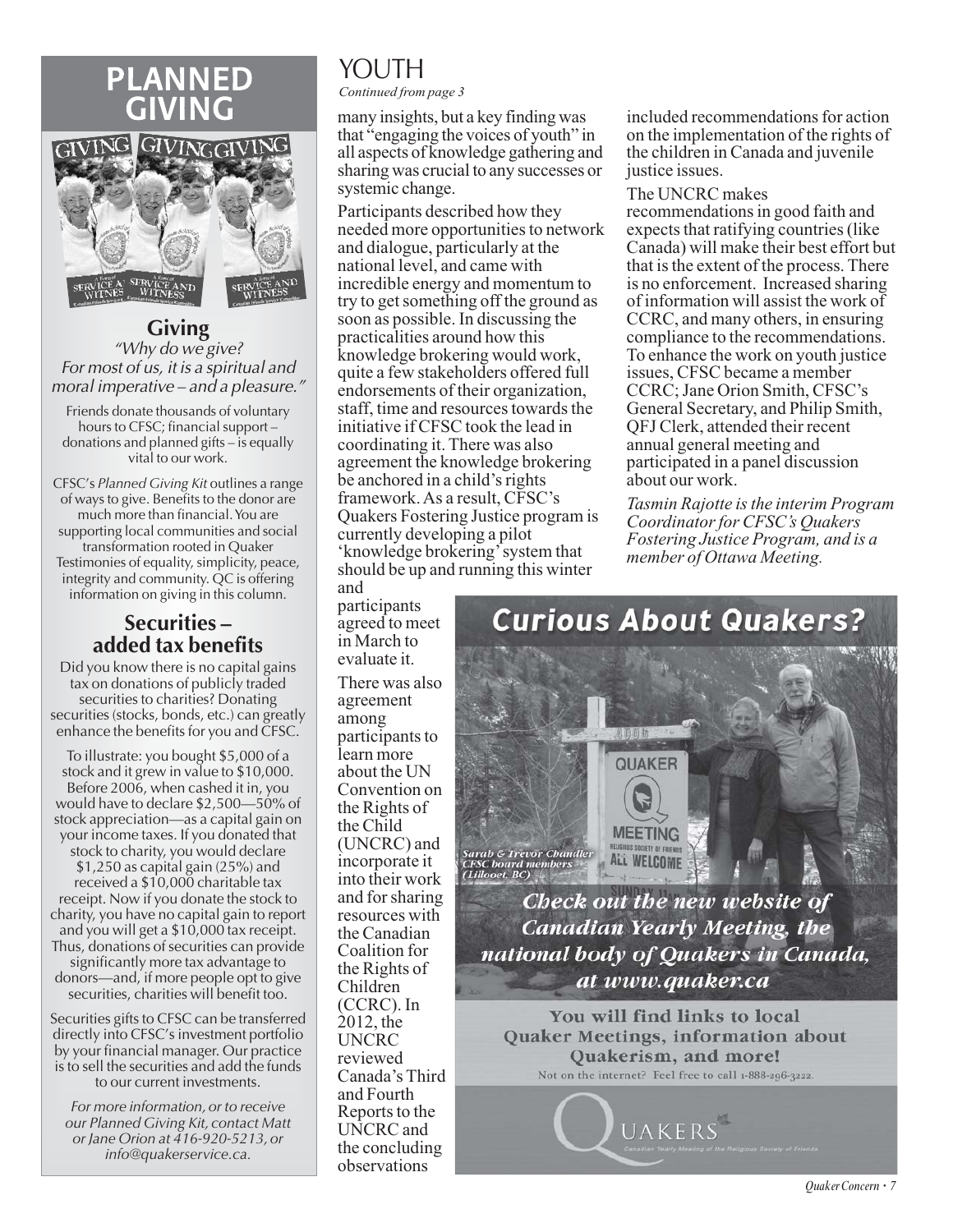## PLANNED GIVING

### Giving

*"Why do we give? For most of us, it is a spiritual and moral imperative – and a pleasure."*

Friends donate thousands of voluntary hours to CFSC; financial support – donations and planned gifts – is equally vital to our work.

CFSC's *Planned Giving Kit* outlines a range of ways to give. Benefits to the donor are much more than financial. You are supporting local communities and social transformation rooted in Quaker Testimonies of equality, simplicity, peace, integrity and community. QC is offering information on giving in this column.

### Securities – added tax benefits

Did you know there is no capital gains tax on donations of publicly traded securities to charities? Donating securities (stocks, bonds, etc.) can greatly enhance the benefits for you and CFSC.

To illustrate: you bought $5,000 of a stock and it grew in value to $10,000. Before 2006, when cashed it in, you would have to declare $2,500—50% of stock appreciation—as a capital gain on your income taxes. If you donated that stock to charity, you would declare $1,250 as capital gain (25%) and received a $10,000 charitable tax receipt. Now if you donate the stock to charity, you have no capital gain to report and you will get a $10,000 tax receipt. Thus, donations of securities can provide significantly more tax advantage to donors—and, if more people opt to give securities, charities will benefit too.

Securities gifts to CFSC can be transferred directly into CFSC's investment portfolio by your financial manager. Our practice is to sell the securities and add the funds to our current investments.

*For more information, or to receive our Planned Giving Kit, contact Matt or Jane Orion at 416-920-5213, or info@quakerservice.ca.*

## YOUTH

*Continued from page 3*

many insights, but a key finding was that "engaging the voices of youth" in all aspects of knowledge gathering and sharing was crucial to any successes or systemic change.

Participants described how they needed more opportunities to network and dialogue, particularly at the national level, and came with incredible energy and momentum to try to get something off the ground as soon as possible. In discussing the practicalities around how this knowledge brokering would work, quite a few stakeholders offered full endorsements of their organization, staff, time and resources towards the initiative if CFSC took the lead in coordinating it. There was also agreement the knowledge brokering be anchored in a child's rights framework. As a result, CFSC's Quakers Fostering Justice program is currently developing a pilot 'knowledge brokering' system that should be up and running this winter and participants agreed to meet in March to evaluate it.

There was also agreement among participants to learn more about the UN Convention on the Rights of the Child (UNCRC) and incorporate it into their work and for sharing resources with the Canadian Coalition for the Rights of Children (CCRC). In 2012, the UNCRC reviewed Canada's Third and Fourth Reports to the UNCRC and the concluding observations included recommendations for action on the implementation of the rights of the children in Canada and juvenile justice issues.

The UNCRC makes recommendations in good faith and expects that ratifying countries (like Canada) will make their best effort but that is the extent of the process. There is no enforcement. Increased sharing of information will assist the work of CCRC, and many others, in ensuring compliance to the recommendations. To enhance the work on youth justice issues, CFSC became a member CCRC; Jane Orion Smith, CFSC's General Secretary, and Philip Smith, QFJ Clerk, attended their recent annual general meeting and participated in a panel discussion about our work.

*Tasmin Rajotte is the interim Program Coordinator for CFSC's Quakers Fostering Justice Program, and is a member of Ottawa Meeting.*

## Curious About Quakers?

Sarah & Trevor Chandler CFSC board members (Lillooet, BC)

**Check out the new website of Canadian Yearly Meeting, the national body of Quakers in Canada, at www.quaker.ca**

**You will find links to local Quaker Meetings, information about Quakerism, and more!**

Not on the internet? Feel free to call 1-888-296-3222.

QUAKERS — Canadian Yearly Meeting of the Religious Society of Friends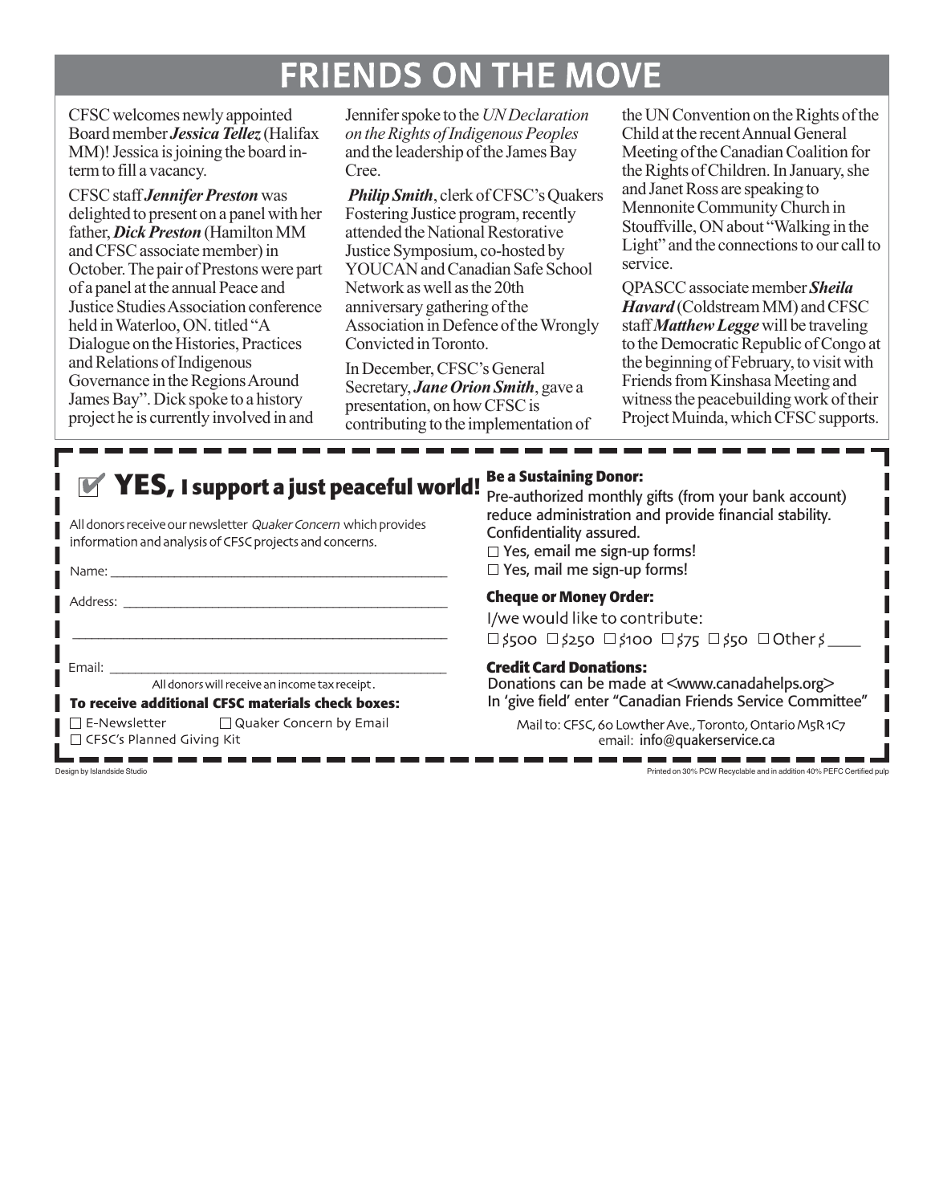# FRIENDS ON THE MOVE

CFSC welcomes newly appointed Board member ***Jessica Tellez*** (Halifax MM)! Jessica is joining the board interm to fill a vacancy.

CFSC staff ***Jennifer Preston*** was delighted to present on a panel with her father, ***Dick Preston*** (Hamilton MM and CFSC associate member) in October. The pair of Prestons were part of a panel at the annual Peace and Justice Studies Association conference held in Waterloo, ON. titled "A Dialogue on the Histories, Practices and Relations of Indigenous Governance in the Regions Around James Bay". Dick spoke to a history project he is currently involved in and Jennifer spoke to the *UN Declaration on the Rights of Indigenous Peoples* and the leadership of the James Bay Cree.

***Philip Smith***, clerk of CFSC's Quakers Fostering Justice program, recently attended the National Restorative Justice Symposium, co-hosted by YOUCAN and Canadian Safe School Network as well as the 20th anniversary gathering of the Association in Defence of the Wrongly Convicted in Toronto.

In December, CFSC's General Secretary, ***Jane Orion Smith***, gave a presentation, on how CFSC is contributing to the implementation of the UN Convention on the Rights of the Child at the recent Annual General Meeting of the Canadian Coalition for the Rights of Children. In January, she and Janet Ross are speaking to Mennonite Community Church in Stouffville, ON about "Walking in the Light" and the connections to our call to service.

QPASCC associate member ***Sheila Havard*** (Coldstream MM) and CFSC staff ***Matthew Legge*** will be traveling to the Democratic Republic of Congo at the beginning of February, to visit with Friends from Kinshasa Meeting and witness the peacebuilding work of their Project Muinda, which CFSC supports.

---

## ✔ YES, I support a just peaceful world!

All donors receive our newsletter *Quaker Concern* which provides information and analysis of CFSC projects and concerns.

Name: ______________________________

Address: ______________________________

______________________________

Email: ______________________________

All donors will receive an income tax receipt.

**To receive additional CFSC materials check boxes:**

☐ E-Newsletter ☐ Quaker Concern by Email
☐ CFSC's Planned Giving Kit

**Be a Sustaining Donor:**
Pre-authorized monthly gifts (from your bank account) reduce administration and provide financial stability. Confidentiality assured.
☐ Yes, email me sign-up forms!
☐ Yes, mail me sign-up forms!

**Cheque or Money Order:**
I/we would like to contribute:
☐ $500 ☐ $250 ☐ $100 ☐ $75 ☐ $50 ☐ Other $ ____

**Credit Card Donations:**
Donations can be made at <www.canadahelps.org>
In 'give field' enter "Canadian Friends Service Committee"

Mail to: CFSC, 60 Lowther Ave., Toronto, Ontario M5R 1C7
email: info@quakerservice.ca

Design by Islandside Studio

Printed on 30% PCW Recyclable and in addition 40% PEFC Certified pulp